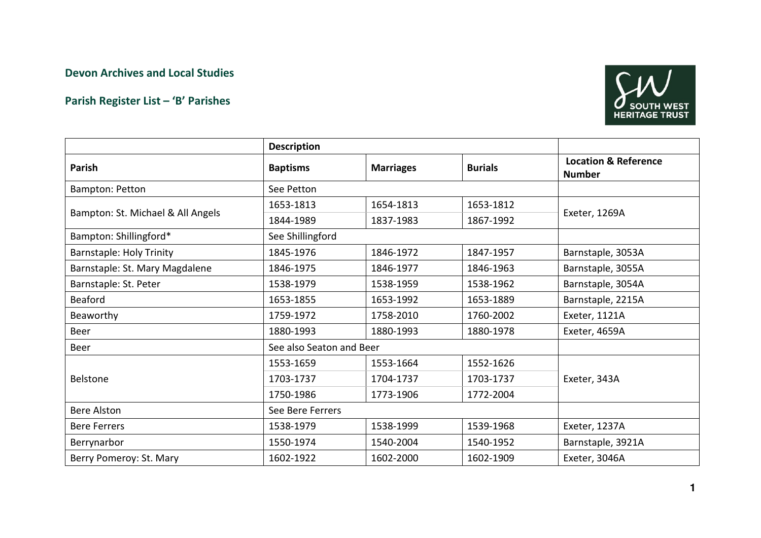## Devon Archives and Local Studies

## Parish Register List – 'B' Parishes

| | Description | | | |
|---|---|---|---|---|
| **Parish** | **Baptisms** | **Marriages** | **Burials** | **Location & Reference Number** |
| Bampton: Petton | See Petton | | | |
| Bampton: St. Michael & All Angels | 1653-1813 | 1654-1813 | 1653-1812 | Exeter, 1269A |
| | 1844-1989 | 1837-1983 | 1867-1992 | |
| Bampton: Shillingford* | See Shillingford | | | |
| Barnstaple: Holy Trinity | 1845-1976 | 1846-1972 | 1847-1957 | Barnstaple, 3053A |
| Barnstaple: St. Mary Magdalene | 1846-1975 | 1846-1977 | 1846-1963 | Barnstaple, 3055A |
| Barnstaple: St. Peter | 1538-1979 | 1538-1959 | 1538-1962 | Barnstaple, 3054A |
| Beaford | 1653-1855 | 1653-1992 | 1653-1889 | Barnstaple, 2215A |
| Beaworthy | 1759-1972 | 1758-2010 | 1760-2002 | Exeter, 1121A |
| Beer | 1880-1993 | 1880-1993 | 1880-1978 | Exeter, 4659A |
| Beer | See also Seaton and Beer | | | |
| Belstone | 1553-1659 | 1553-1664 | 1552-1626 | Exeter, 343A |
| | 1703-1737 | 1704-1737 | 1703-1737 | |
| | 1750-1986 | 1773-1906 | 1772-2004 | |
| Bere Alston | See Bere Ferrers | | | |
| Bere Ferrers | 1538-1979 | 1538-1999 | 1539-1968 | Exeter, 1237A |
| Berrynarbor | 1550-1974 | 1540-2004 | 1540-1952 | Barnstaple, 3921A |
| Berry Pomeroy: St. Mary | 1602-1922 | 1602-2000 | 1602-1909 | Exeter, 3046A |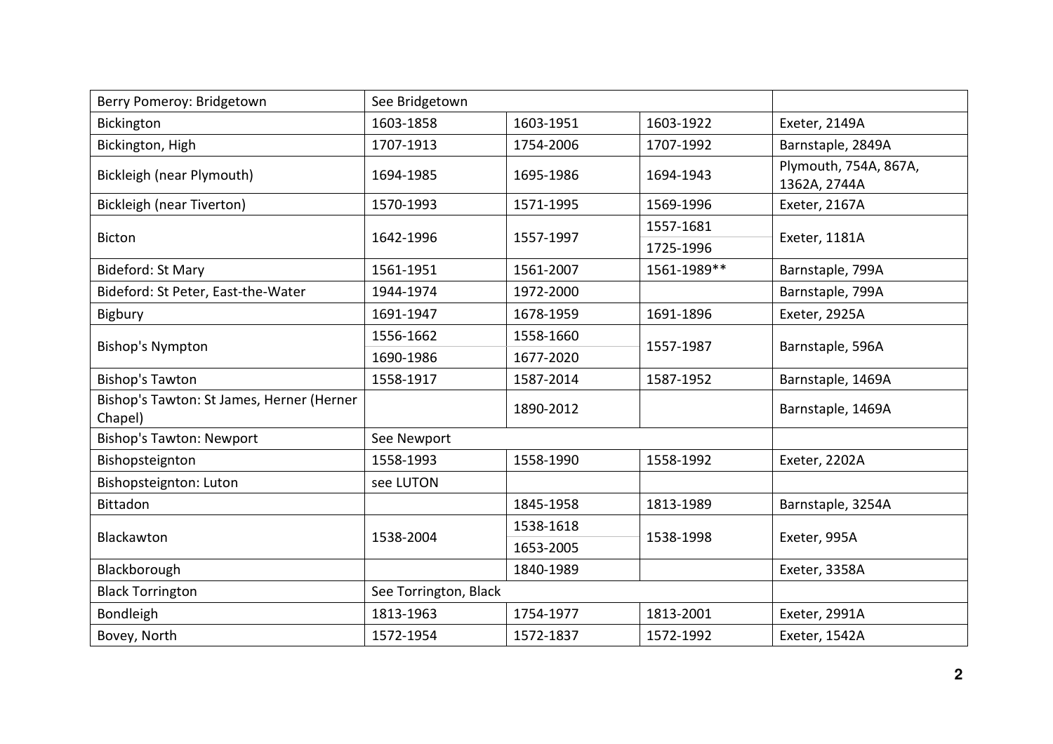| | | | | |
|---|---|---|---|---|
| Berry Pomeroy: Bridgetown | See Bridgetown | | | |
| Bickington | 1603-1858 | 1603-1951 | 1603-1922 | Exeter, 2149A |
| Bickington, High | 1707-1913 | 1754-2006 | 1707-1992 | Barnstaple, 2849A |
| Bickleigh (near Plymouth) | 1694-1985 | 1695-1986 | 1694-1943 | Plymouth, 754A, 867A, 1362A, 2744A |
| Bickleigh (near Tiverton) | 1570-1993 | 1571-1995 | 1569-1996 | Exeter, 2167A |
| Bicton | 1642-1996 | 1557-1997 | 1557-1681<br>1725-1996 | Exeter, 1181A |
| Bideford: St Mary | 1561-1951 | 1561-2007 | 1561-1989** | Barnstaple, 799A |
| Bideford: St Peter, East-the-Water | 1944-1974 | 1972-2000 | | Barnstaple, 799A |
| Bigbury | 1691-1947 | 1678-1959 | 1691-1896 | Exeter, 2925A |
| Bishop's Nympton | 1556-1662<br>1690-1986 | 1558-1660<br>1677-2020 | 1557-1987 | Barnstaple, 596A |
| Bishop's Tawton | 1558-1917 | 1587-2014 | 1587-1952 | Barnstaple, 1469A |
| Bishop's Tawton: St James, Herner (Herner Chapel) | | 1890-2012 | | Barnstaple, 1469A |
| Bishop's Tawton: Newport | See Newport | | | |
| Bishopsteignton | 1558-1993 | 1558-1990 | 1558-1992 | Exeter, 2202A |
| Bishopsteignton: Luton | see LUTON | | | |
| Bittadon | | 1845-1958 | 1813-1989 | Barnstaple, 3254A |
| Blackawton | 1538-2004 | 1538-1618<br>1653-2005 | 1538-1998 | Exeter, 995A |
| Blackborough | | 1840-1989 | | Exeter, 3358A |
| Black Torrington | See Torrington, Black | | | |
| Bondleigh | 1813-1963 | 1754-1977 | 1813-2001 | Exeter, 2991A |
| Bovey, North | 1572-1954 | 1572-1837 | 1572-1992 | Exeter, 1542A |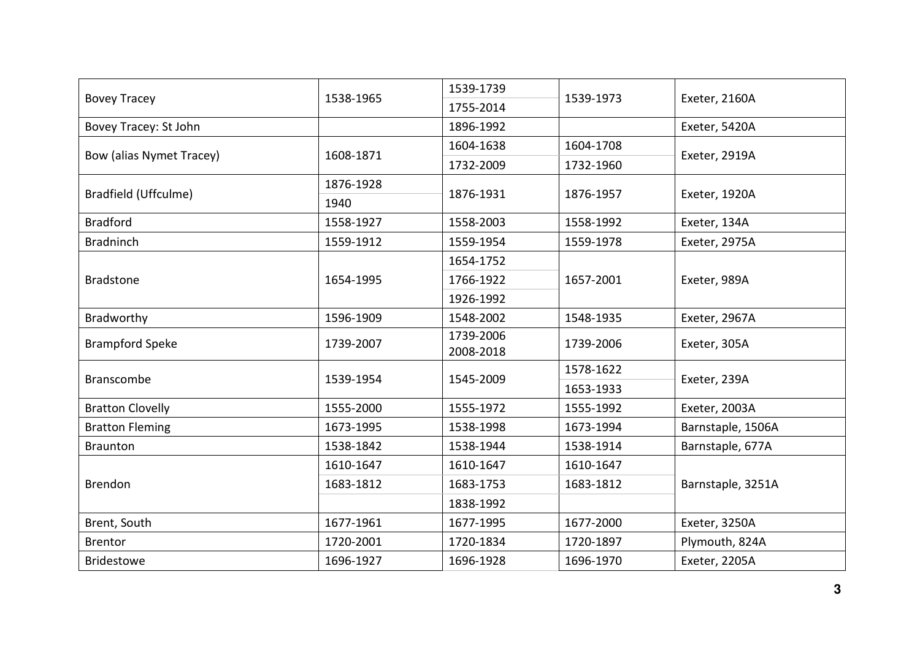| | | | | |
|---|---|---|---|---|
| Bovey Tracey | 1538-1965 | 1539-1739<br>1755-2014 | 1539-1973 | Exeter, 2160A |
| Bovey Tracey: St John | | 1896-1992 | | Exeter, 5420A |
| Bow (alias Nymet Tracey) | 1608-1871 | 1604-1638<br>1732-2009 | 1604-1708<br>1732-1960 | Exeter, 2919A |
| Bradfield (Uffculme) | 1876-1928<br>1940 | 1876-1931 | 1876-1957 | Exeter, 1920A |
| Bradford | 1558-1927 | 1558-2003 | 1558-1992 | Exeter, 134A |
| Bradninch | 1559-1912 | 1559-1954 | 1559-1978 | Exeter, 2975A |
| Bradstone | 1654-1995 | 1654-1752<br>1766-1922<br>1926-1992 | 1657-2001 | Exeter, 989A |
| Bradworthy | 1596-1909 | 1548-2002 | 1548-1935 | Exeter, 2967A |
| Brampford Speke | 1739-2007 | 1739-2006<br>2008-2018 | 1739-2006 | Exeter, 305A |
| Branscombe | 1539-1954 | 1545-2009 | 1578-1622<br>1653-1933 | Exeter, 239A |
| Bratton Clovelly | 1555-2000 | 1555-1972 | 1555-1992 | Exeter, 2003A |
| Bratton Fleming | 1673-1995 | 1538-1998 | 1673-1994 | Barnstaple, 1506A |
| Braunton | 1538-1842 | 1538-1944 | 1538-1914 | Barnstaple, 677A |
| Brendon | 1610-1647<br>1683-1812 | 1610-1647<br>1683-1753<br>1838-1992 | 1610-1647<br>1683-1812 | Barnstaple, 3251A |
| Brent, South | 1677-1961 | 1677-1995 | 1677-2000 | Exeter, 3250A |
| Brentor | 1720-2001 | 1720-1834 | 1720-1897 | Plymouth, 824A |
| Bridestowe | 1696-1927 | 1696-1928 | 1696-1970 | Exeter, 2205A |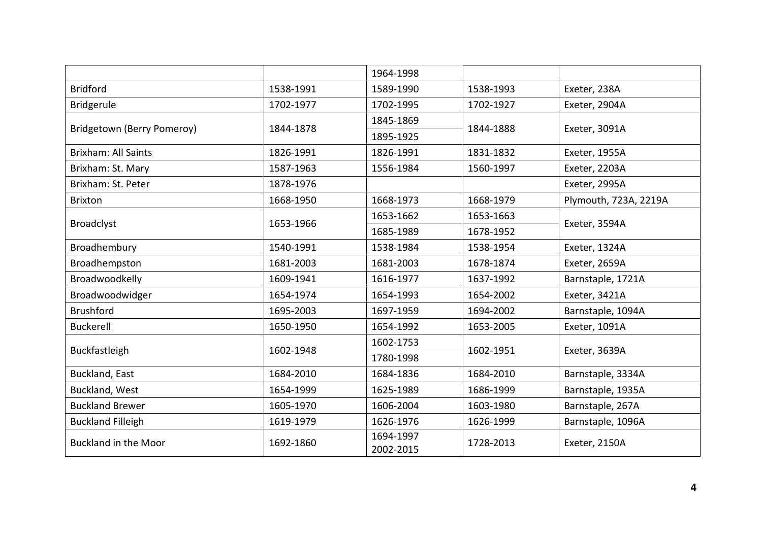| | | | | |
|---|---|---|---|---|
| | | 1964-1998 | | |
| Bridford | 1538-1991 | 1589-1990 | 1538-1993 | Exeter, 238A |
| Bridgerule | 1702-1977 | 1702-1995 | 1702-1927 | Exeter, 2904A |
| Bridgetown (Berry Pomeroy) | 1844-1878 | 1845-1869<br>1895-1925 | 1844-1888 | Exeter, 3091A |
| Brixham: All Saints | 1826-1991 | 1826-1991 | 1831-1832 | Exeter, 1955A |
| Brixham: St. Mary | 1587-1963 | 1556-1984 | 1560-1997 | Exeter, 2203A |
| Brixham: St. Peter | 1878-1976 | | | Exeter, 2995A |
| Brixton | 1668-1950 | 1668-1973 | 1668-1979 | Plymouth, 723A, 2219A |
| Broadclyst | 1653-1966 | 1653-1662<br>1685-1989 | 1653-1663<br>1678-1952 | Exeter, 3594A |
| Broadhembury | 1540-1991 | 1538-1984 | 1538-1954 | Exeter, 1324A |
| Broadhempston | 1681-2003 | 1681-2003 | 1678-1874 | Exeter, 2659A |
| Broadwoodkelly | 1609-1941 | 1616-1977 | 1637-1992 | Barnstaple, 1721A |
| Broadwoodwidger | 1654-1974 | 1654-1993 | 1654-2002 | Exeter, 3421A |
| Brushford | 1695-2003 | 1697-1959 | 1694-2002 | Barnstaple, 1094A |
| Buckerell | 1650-1950 | 1654-1992 | 1653-2005 | Exeter, 1091A |
| Buckfastleigh | 1602-1948 | 1602-1753<br>1780-1998 | 1602-1951 | Exeter, 3639A |
| Buckland, East | 1684-2010 | 1684-1836 | 1684-2010 | Barnstaple, 3334A |
| Buckland, West | 1654-1999 | 1625-1989 | 1686-1999 | Barnstaple, 1935A |
| Buckland Brewer | 1605-1970 | 1606-2004 | 1603-1980 | Barnstaple, 267A |
| Buckland Filleigh | 1619-1979 | 1626-1976 | 1626-1999 | Barnstaple, 1096A |
| Buckland in the Moor | 1692-1860 | 1694-1997<br>2002-2015 | 1728-2013 | Exeter, 2150A |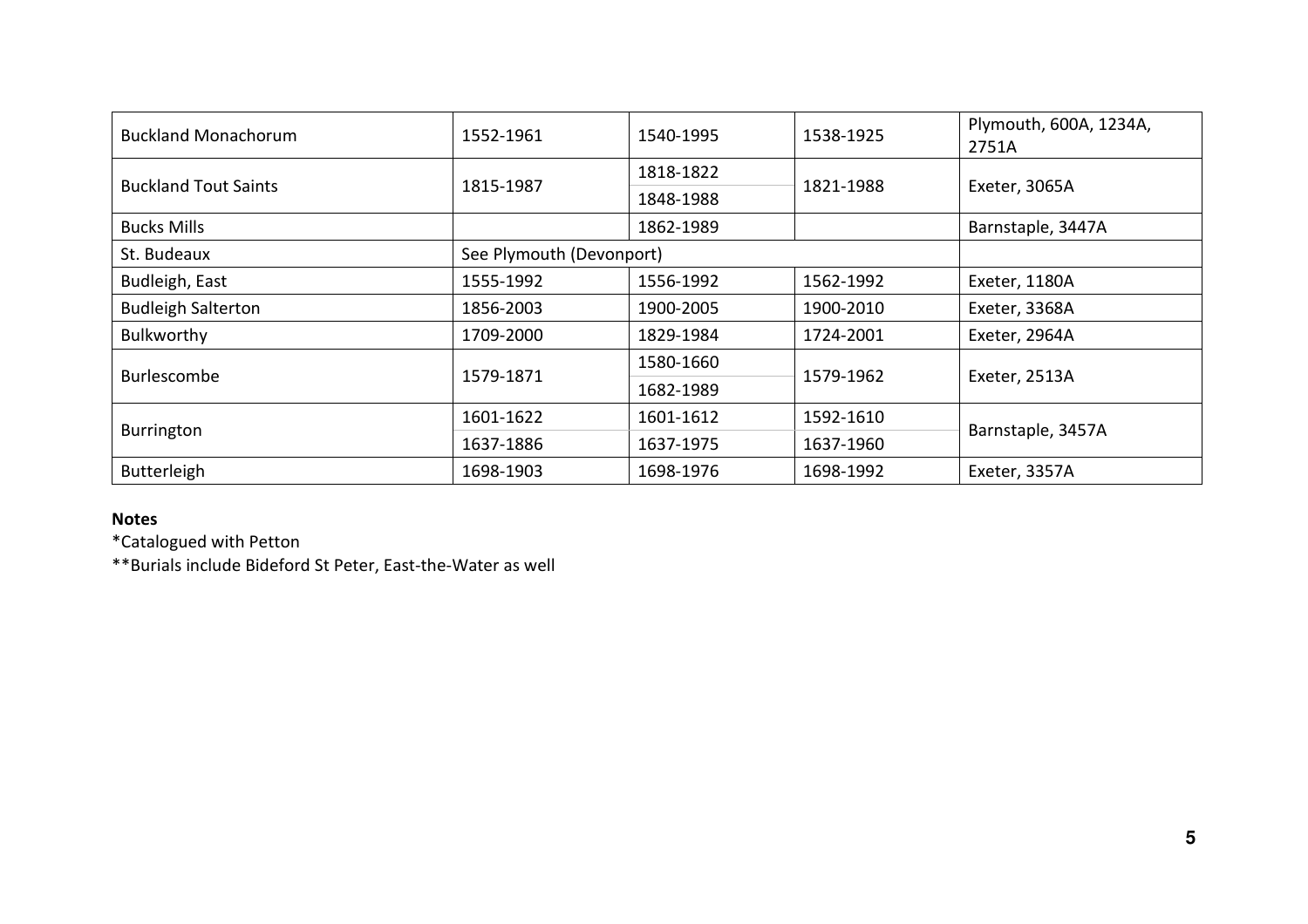| | | | | |
|---|---|---|---|---|
| Buckland Monachorum | 1552-1961 | 1540-1995 | 1538-1925 | Plymouth, 600A, 1234A, 2751A |
| Buckland Tout Saints | 1815-1987 | 1818-1822 | 1821-1988 | Exeter, 3065A |
| | | 1848-1988 | | |
| Bucks Mills | | 1862-1989 | | Barnstaple, 3447A |
| St. Budeaux | See Plymouth (Devonport) | | | |
| Budleigh, East | 1555-1992 | 1556-1992 | 1562-1992 | Exeter, 1180A |
| Budleigh Salterton | 1856-2003 | 1900-2005 | 1900-2010 | Exeter, 3368A |
| Bulkworthy | 1709-2000 | 1829-1984 | 1724-2001 | Exeter, 2964A |
| Burlescombe | 1579-1871 | 1580-1660 | 1579-1962 | Exeter, 2513A |
| | | 1682-1989 | | |
| Burrington | 1601-1622 | 1601-1612 | 1592-1610 | Barnstaple, 3457A |
| | 1637-1886 | 1637-1975 | 1637-1960 | |
| Butterleigh | 1698-1903 | 1698-1976 | 1698-1992 | Exeter, 3357A |

**Notes**

*Catalogued with Petton

**Burials include Bideford St Peter, East-the-Water as well